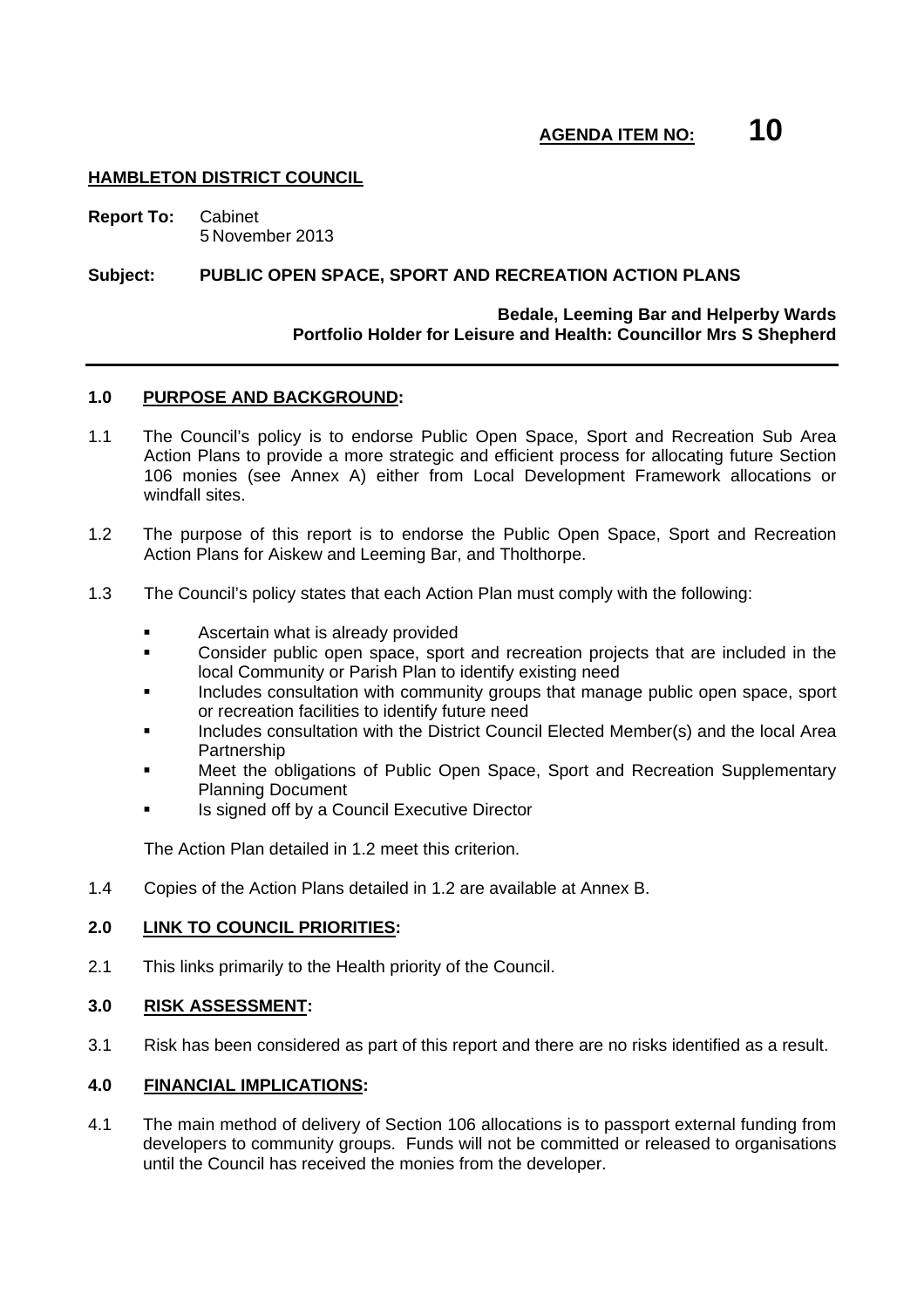**AGENDA ITEM NO: 10**

**HAMBLETON DISTRICT COUNCIL**

**Report To:** Cabinet
5 November 2013

**Subject: PUBLIC OPEN SPACE, SPORT AND RECREATION ACTION PLANS**

**Bedale, Leeming Bar and Helperby Wards**
**Portfolio Holder for Leisure and Health: Councillor Mrs S Shepherd**

---

## 1.0 PURPOSE AND BACKGROUND:

1.1 The Council's policy is to endorse Public Open Space, Sport and Recreation Sub Area Action Plans to provide a more strategic and efficient process for allocating future Section 106 monies (see Annex A) either from Local Development Framework allocations or windfall sites.

1.2 The purpose of this report is to endorse the Public Open Space, Sport and Recreation Action Plans for Aiskew and Leeming Bar, and Tholthorpe.

1.3 The Council's policy states that each Action Plan must comply with the following:

- Ascertain what is already provided
- Consider public open space, sport and recreation projects that are included in the local Community or Parish Plan to identify existing need
- Includes consultation with community groups that manage public open space, sport or recreation facilities to identify future need
- Includes consultation with the District Council Elected Member(s) and the local Area Partnership
- Meet the obligations of Public Open Space, Sport and Recreation Supplementary Planning Document
- Is signed off by a Council Executive Director

The Action Plan detailed in 1.2 meet this criterion.

1.4 Copies of the Action Plans detailed in 1.2 are available at Annex B.

## 2.0 LINK TO COUNCIL PRIORITIES:

2.1 This links primarily to the Health priority of the Council.

## 3.0 RISK ASSESSMENT:

3.1 Risk has been considered as part of this report and there are no risks identified as a result.

## 4.0 FINANCIAL IMPLICATIONS:

4.1 The main method of delivery of Section 106 allocations is to passport external funding from developers to community groups. Funds will not be committed or released to organisations until the Council has received the monies from the developer.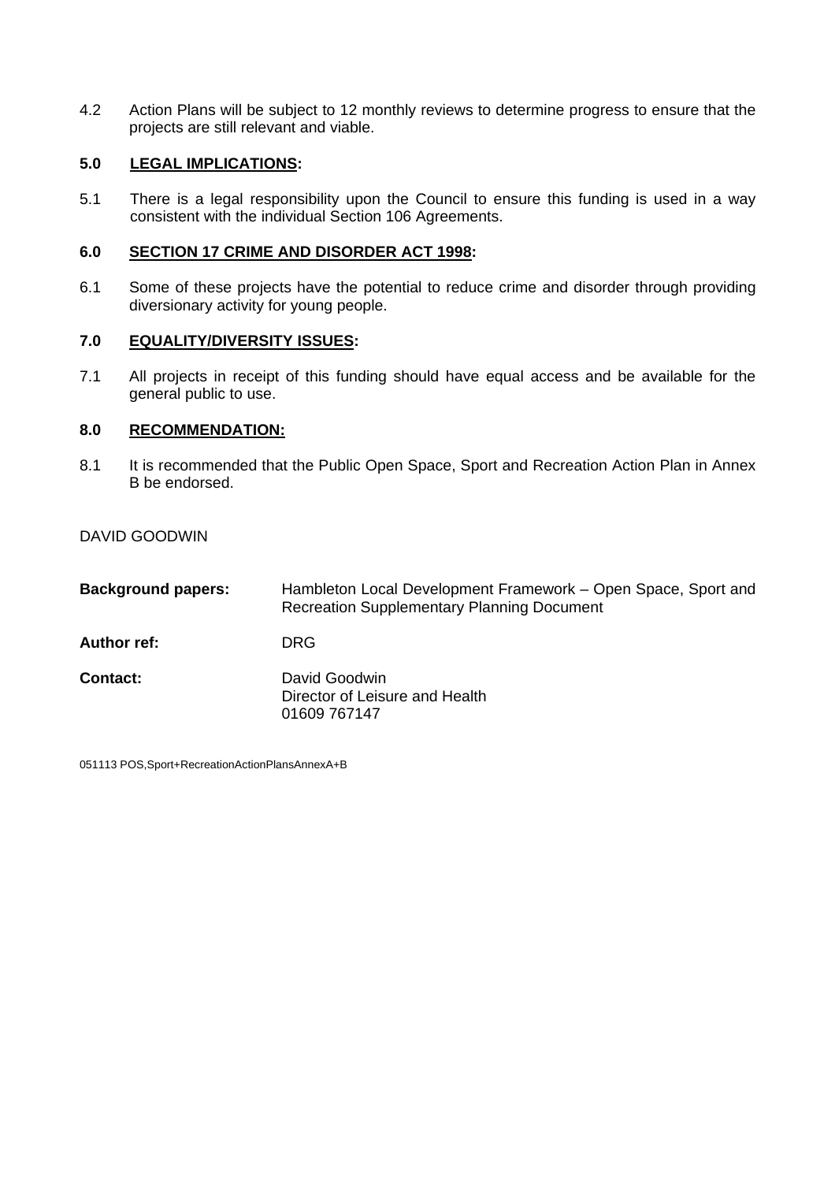4.2 Action Plans will be subject to 12 monthly reviews to determine progress to ensure that the projects are still relevant and viable.

## 5.0 LEGAL IMPLICATIONS:

5.1 There is a legal responsibility upon the Council to ensure this funding is used in a way consistent with the individual Section 106 Agreements.

## 6.0 SECTION 17 CRIME AND DISORDER ACT 1998:

6.1 Some of these projects have the potential to reduce crime and disorder through providing diversionary activity for young people.

## 7.0 EQUALITY/DIVERSITY ISSUES:

7.1 All projects in receipt of this funding should have equal access and be available for the general public to use.

## 8.0 RECOMMENDATION:

8.1 It is recommended that the Public Open Space, Sport and Recreation Action Plan in Annex B be endorsed.

DAVID GOODWIN

**Background papers:** Hambleton Local Development Framework – Open Space, Sport and Recreation Supplementary Planning Document

**Author ref:** DRG

**Contact:** David Goodwin
Director of Leisure and Health
01609 767147

051113 POS,Sport+RecreationActionPlansAnnexA+B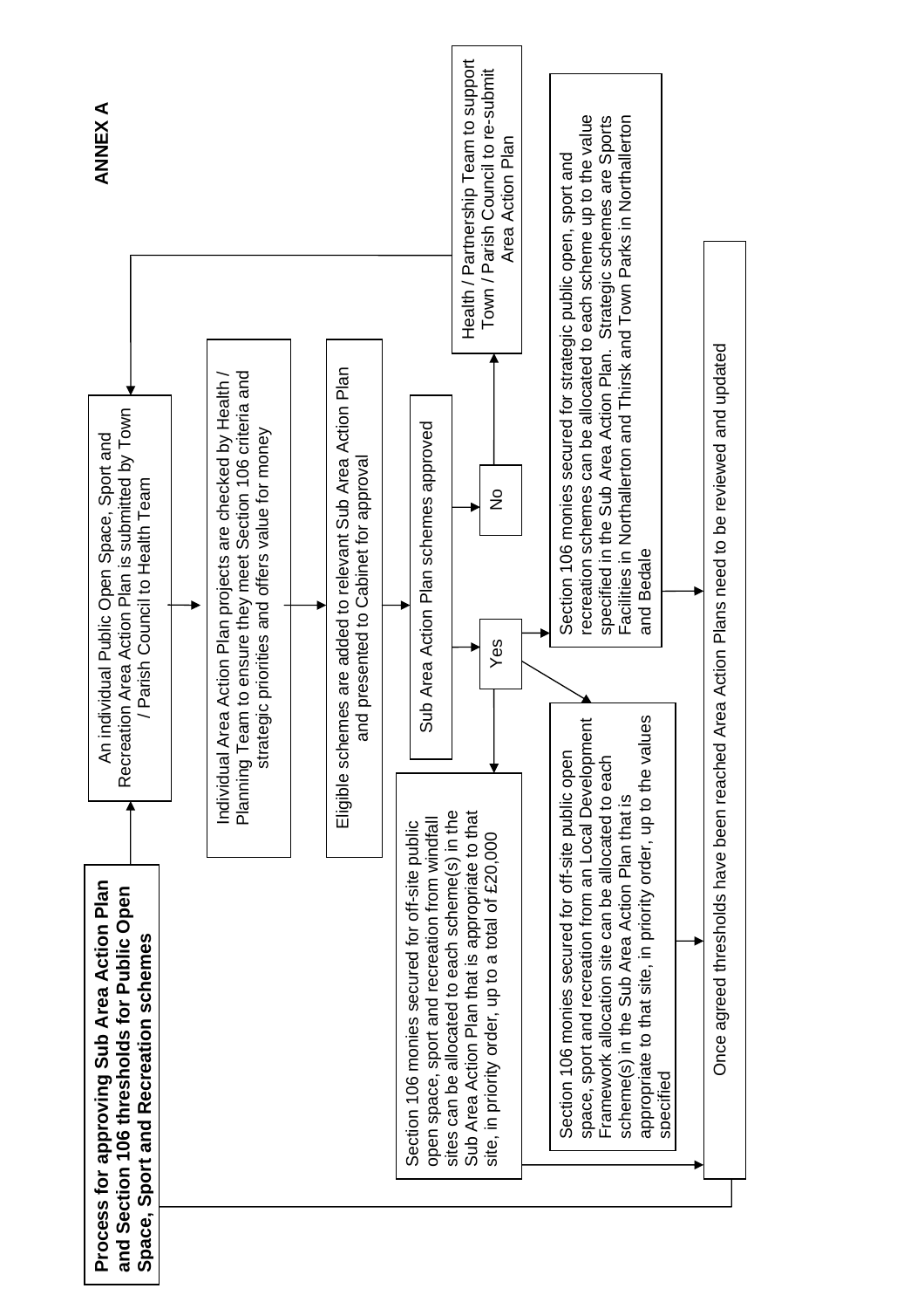**ANNEX A**

**Process for approving Sub Area Action Plan and Section 106 thresholds for Public Open Space, Sport and Recreation schemes**

1. An individual Public Open Space, Sport and Recreation Area Action Plan is submitted by Town / Parish Council to Health Team

2. Individual Area Action Plan projects are checked by Health / Planning Team to ensure they meet Section 106 criteria and strategic priorities and offers value for money

3. Eligible schemes are added to relevant Sub Area Action Plan and presented to Cabinet for approval

4. Sub Area Action Plan schemes approved

   - **No** → Health / Partnership Team to support Town / Parish Council to re-submit Area Action Plan (returns to step 1)

   - **Yes** →
     - Section 106 monies secured for off-site public open space, sport and recreation from windfall sites can be allocated to each scheme(s) in the Sub Area Action Plan that is appropriate to that site, in priority order, up to a total of £20,000
     - Section 106 monies secured for off-site public open space, sport and recreation from an Local Development Framework allocation site can be allocated to each scheme(s) in the Sub Area Action Plan that is appropriate to that site, in priority order, up to the values specified
     - Section 106 monies secured for strategic public open, sport and recreation schemes can be allocated to each scheme up to the value specified in the Sub Area Action Plan. Strategic schemes are Sports Facilities in Northallerton and Thirsk and Town Parks in Northallerton and Bedale

5. Once agreed thresholds have been reached Area Action Plans need to be reviewed and updated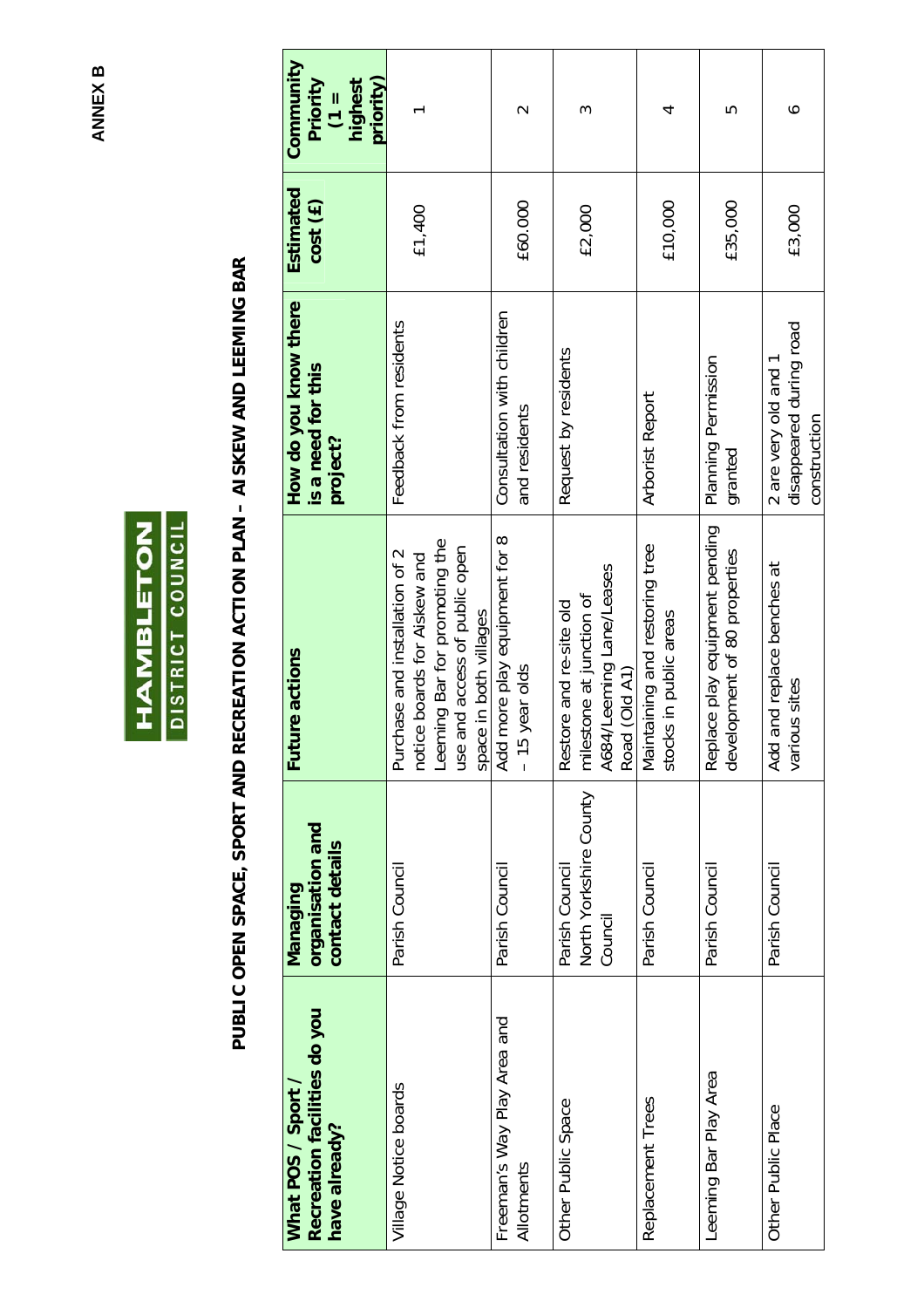**ANNEX B**

HAMBLETON DISTRICT COUNCIL

# PUBLIC OPEN SPACE, SPORT AND RECREATION ACTION PLAN – AISKEW AND LEEMING BAR

| What POS / Sport / Recreation facilities do you have already? | Managing organisation and contact details | Future actions | How do you know there is a need for this project? | Estimated cost (£) | Community Priority (1 = highest priority) |
|---|---|---|---|---|---|
| Village Notice boards | Parish Council | Purchase and installation of 2 notice boards for Aiskew and Leeming Bar for promoting the use and access of public open space in both villages | Feedback from residents | £1,400 | 1 |
| Freeman's Way Play Area and Allotments | Parish Council | Add more play equipment for 8 – 15 year olds | Consultation with children and residents | £60.000 | 2 |
| Other Public Space | Parish Council North Yorkshire County Council | Restore and re-site old milestone at junction of A684/Leeming Lane/Leases Road (Old A1) | Request by residents | £2,000 | 3 |
| Replacement Trees | Parish Council | Maintaining and restoring tree stocks in public areas | Arborist Report | £10,000 | 4 |
| Leeming Bar Play Area | Parish Council | Replace play equipment pending development of 80 properties | Planning Permission granted | £35,000 | 5 |
| Other Public Place | Parish Council | Add and replace benches at various sites | 2 are very old and 1 disappeared during road construction | £3,000 | 6 |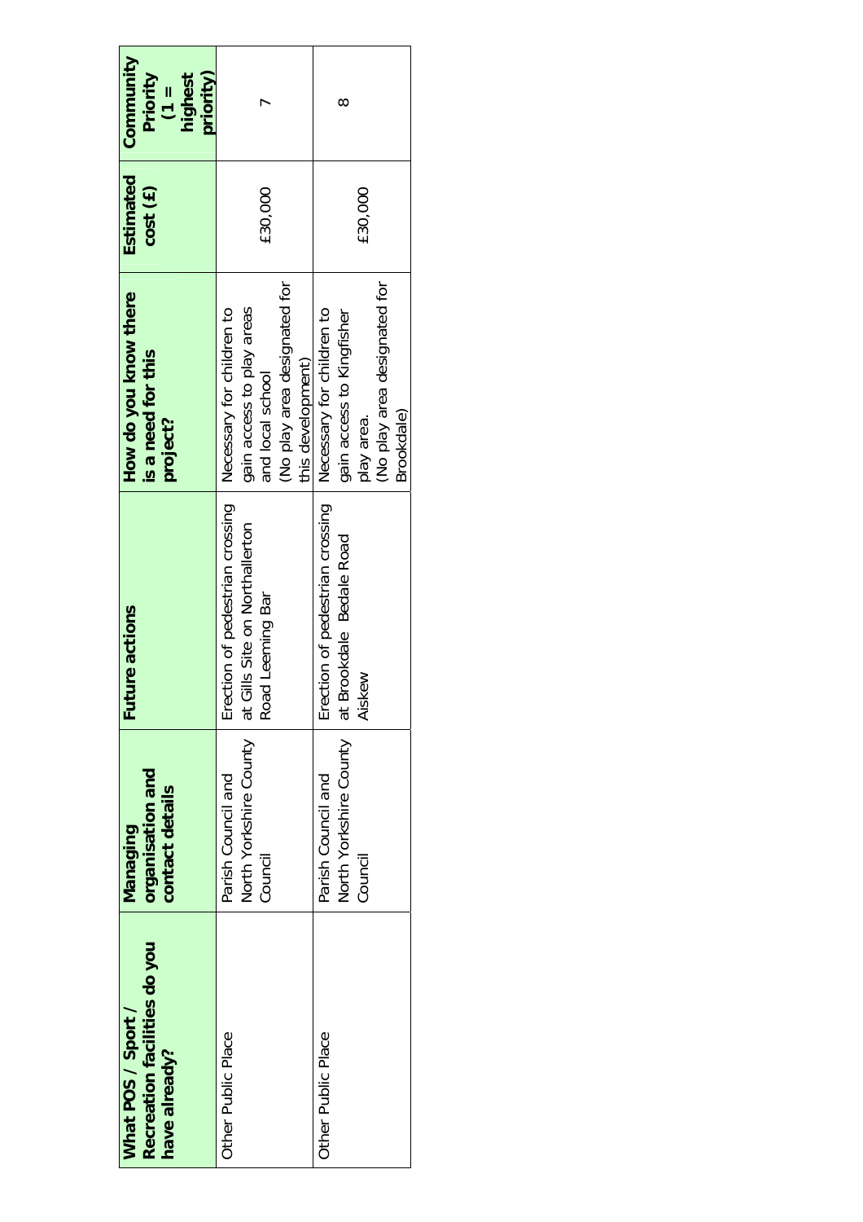| What POS / Sport / Recreation facilities do you have already? | Managing organisation and contact details | Future actions | How do you know there is a need for this project? | Estimated cost (£) | Community Priority (1 = highest priority) |
|---|---|---|---|---|---|
| Other Public Place | Parish Council and North Yorkshire County Council | Erection of pedestrian crossing at Gills Site on Northallerton Road Leeming Bar | Necessary for children to gain access to play areas and local school (No play area designated for this development) | £30,000 | 7 |
| Other Public Place | Parish Council and North Yorkshire County Council | Erection of pedestrian crossing at Brookdale Bedale Road Aiskew | Necessary for children to gain access to Kingfisher play area. (No play area designated for Brookdale) | £30,000 | 8 |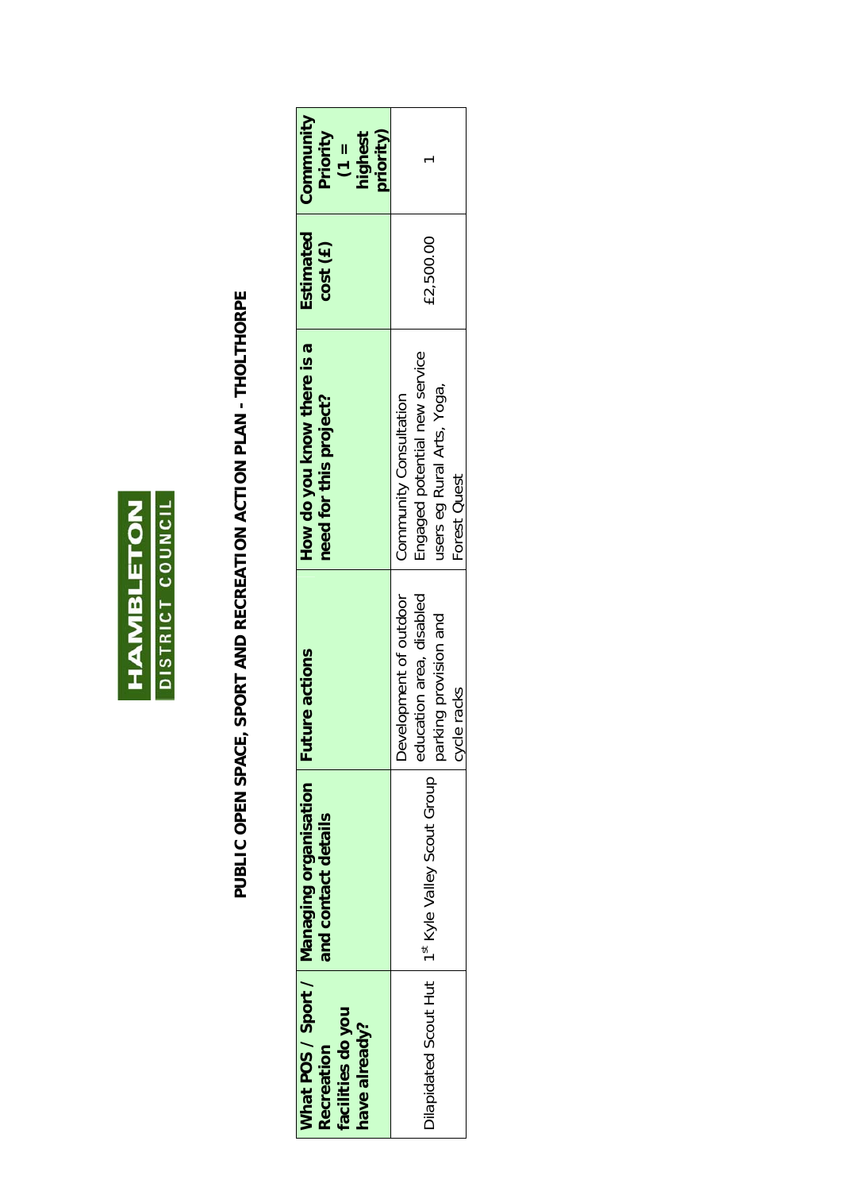HAMBLETON
DISTRICT COUNCIL

# PUBLIC OPEN SPACE, SPORT AND RECREATION ACTION PLAN - THOLTHORPE

| What POS / Sport / Recreation facilities do you have already? | Managing organisation and contact details | Future actions | How do you know there is a need for this project? | Estimated cost (£) | Community Priority (1 = highest priority) |
|---|---|---|---|---|---|
| Dilapidated Scout Hut | 1st Kyle Valley Scout Group | Development of outdoor education area, disabled parking provision and cycle racks | Community Consultation Engaged potential new service users eg Rural Arts, Yoga, Forest Quest | £2,500.00 | 1 |